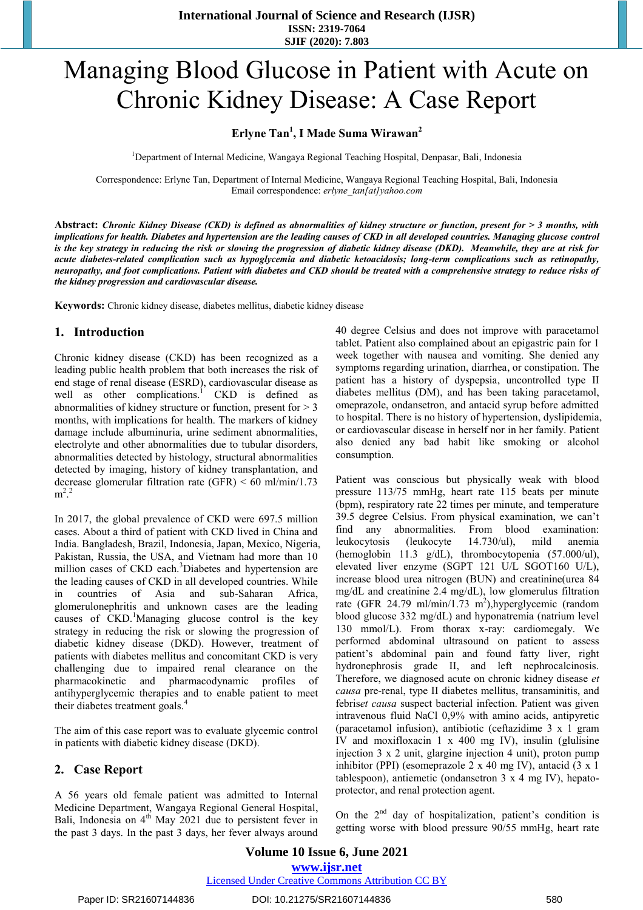# Managing Blood Glucose in Patient with Acute on Chronic Kidney Disease: A Case Report

**Erlyne Tan[1], I Made Suma Wirawan[2]**

[1]Department of Internal Medicine, Wangaya Regional Teaching Hospital, Denpasar, Bali, Indonesia

Correspondence: Erlyne Tan, Department of Internal Medicine, Wangaya Regional Teaching Hospital, Bali, Indonesia
Email correspondence: *erlyne_tan[at]yahoo.com*

**Abstract:** ***Chronic Kidney Disease (CKD) is defined as abnormalities of kidney structure or function, present for > 3 months, with implications for health. Diabetes and hypertension are the leading causes of CKD in all developed countries. Managing glucose control is the key strategy in reducing the risk or slowing the progression of diabetic kidney disease (DKD). Meanwhile, they are at risk for acute diabetes-related complication such as hypoglycemia and diabetic ketoacidosis; long-term complications such as retinopathy, neuropathy, and foot complications. Patient with diabetes and CKD should be treated with a comprehensive strategy to reduce risks of the kidney progression and cardiovascular disease.***

**Keywords:** Chronic kidney disease, diabetes mellitus, diabetic kidney disease

## 1. Introduction

Chronic kidney disease (CKD) has been recognized as a leading public health problem that both increases the risk of end stage of renal disease (ESRD), cardiovascular disease as well as other complications.[1] CKD is defined as abnormalities of kidney structure or function, present for > 3 months, with implications for health. The markers of kidney damage include albuminuria, urine sediment abnormalities, electrolyte and other abnormalities due to tubular disorders, abnormalities detected by histology, structural abnormalities detected by imaging, history of kidney transplantation, and decrease glomerular filtration rate (GFR) < 60 ml/min/1.73 $m^2$.[2]

In 2017, the global prevalence of CKD were 697.5 million cases. About a third of patient with CKD lived in China and India. Bangladesh, Brazil, Indonesia, Japan, Mexico, Nigeria, Pakistan, Russia, the USA, and Vietnam had more than 10 million cases of CKD each.[3]Diabetes and hypertension are the leading causes of CKD in all developed countries. While in countries of Asia and sub-Saharan Africa, glomerulonephritis and unknown cases are the leading causes of CKD.[1]Managing glucose control is the key strategy in reducing the risk or slowing the progression of diabetic kidney disease (DKD). However, treatment of patients with diabetes mellitus and concomitant CKD is very challenging due to impaired renal clearance on the pharmacokinetic and pharmacodynamic profiles of antihyperglycemic therapies and to enable patient to meet their diabetes treatment goals.[4]

The aim of this case report was to evaluate glycemic control in patients with diabetic kidney disease (DKD).

## 2. Case Report

A 56 years old female patient was admitted to Internal Medicine Department, Wangaya Regional General Hospital, Bali, Indonesia on 4th May 2021 due to persistent fever in the past 3 days. In the past 3 days, her fever always around 40 degree Celsius and does not improve with paracetamol tablet. Patient also complained about an epigastric pain for 1 week together with nausea and vomiting. She denied any symptoms regarding urination, diarrhea, or constipation. The patient has a history of dyspepsia, uncontrolled type II diabetes mellitus (DM), and has been taking paracetamol, omeprazole, ondansetron, and antacid syrup before admitted to hospital. There is no history of hypertension, dyslipidemia, or cardiovascular disease in herself nor in her family. Patient also denied any bad habit like smoking or alcohol consumption.

Patient was conscious but physically weak with blood pressure 113/75 mmHg, heart rate 115 beats per minute (bpm), respiratory rate 22 times per minute, and temperature 39.5 degree Celsius. From physical examination, we can't find any abnormalities. From blood examination: leukocytosis (leukocyte 14.730/ul), mild anemia (hemoglobin 11.3 g/dL), thrombocytopenia (57.000/ul), elevated liver enzyme (SGPT 121 U/L SGOT160 U/L), increase blood urea nitrogen (BUN) and creatinine(urea 84 mg/dL and creatinine 2.4 mg/dL), low glomerulus filtration rate (GFR 24.79 ml/min/1.73 $m^2$),hyperglycemic (random blood glucose 332 mg/dL) and hyponatremia (natrium level 130 mmol/L). From thorax x-ray: cardiomegaly. We performed abdominal ultrasound on patient to assess patient's abdominal pain and found fatty liver, right hydronephrosis grade II, and left nephrocalcinosis. Therefore, we diagnosed acute on chronic kidney disease *et causa* pre-renal, type II diabetes mellitus, transaminitis, and febrise*t causa* suspect bacterial infection. Patient was given intravenous fluid NaCl 0,9% with amino acids, antipyretic (paracetamol infusion), antibiotic (ceftazidime 3 x 1 gram IV and moxifloxacin 1 x 400 mg IV), insulin (glulisine injection 3 x 2 unit, glargine injection 4 unit), proton pump inhibitor (PPI) (esomeprazole 2 x 40 mg IV), antacid (3 x 1 tablespoon), antiemetic (ondansetron 3 x 4 mg IV), hepato-protector, and renal protection agent.

On the 2nd day of hospitalization, patient's condition is getting worse with blood pressure 90/55 mmHg, heart rate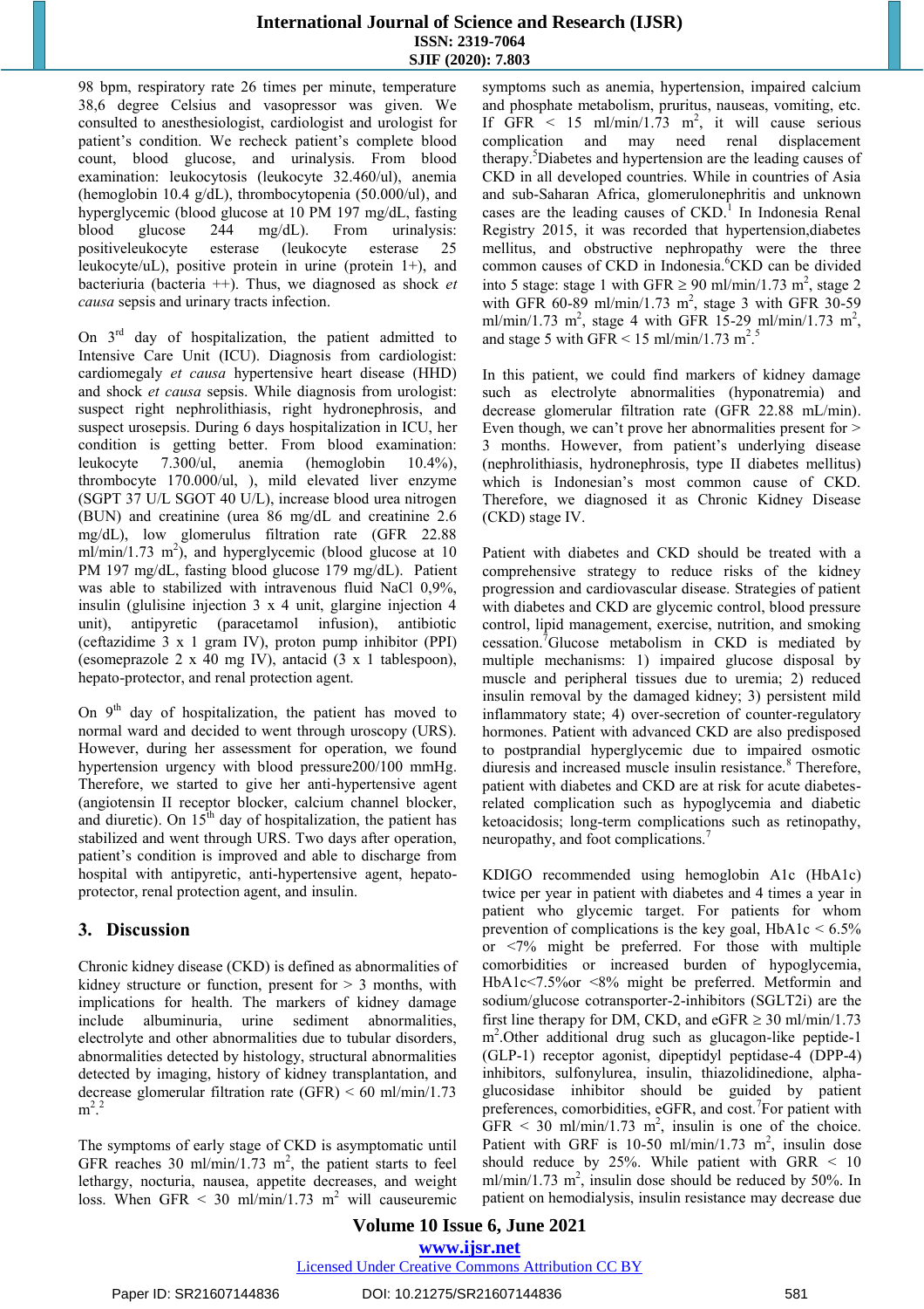98 bpm, respiratory rate 26 times per minute, temperature 38,6 degree Celsius and vasopressor was given. We consulted to anesthesiologist, cardiologist and urologist for patient's condition. We recheck patient's complete blood count, blood glucose, and urinalysis. From blood examination: leukocytosis (leukocyte 32.460/ul), anemia (hemoglobin 10.4 g/dL), thrombocytopenia (50.000/ul), and hyperglycemic (blood glucose at 10 PM 197 mg/dL, fasting blood glucose 244 mg/dL). From urinalysis: positiveleukocyte esterase (leukocyte esterase 25 leukocyte/uL), positive protein in urine (protein 1+), and bacteriuria (bacteria ++). Thus, we diagnosed as shock *et causa* sepsis and urinary tracts infection.

On 3rd day of hospitalization, the patient admitted to Intensive Care Unit (ICU). Diagnosis from cardiologist: cardiomegaly *et causa* hypertensive heart disease (HHD) and shock *et causa* sepsis. While diagnosis from urologist: suspect right nephrolithiasis, right hydronephrosis, and suspect urosepsis. During 6 days hospitalization in ICU, her condition is getting better. From blood examination: leukocyte 7.300/ul, anemia (hemoglobin 10.4%), thrombocyte 170.000/ul, ), mild elevated liver enzyme (SGPT 37 U/L SGOT 40 U/L), increase blood urea nitrogen (BUN) and creatinine (urea 86 mg/dL and creatinine 2.6 mg/dL), low glomerulus filtration rate (GFR 22.88 ml/min/1.73 $m^2$), and hyperglycemic (blood glucose at 10 PM 197 mg/dL, fasting blood glucose 179 mg/dL). Patient was able to stabilized with intravenous fluid NaCl 0,9%, insulin (glulisine injection 3 x 4 unit, glargine injection 4 unit), antipyretic (paracetamol infusion), antibiotic (ceftazidime 3 x 1 gram IV), proton pump inhibitor (PPI) (esomeprazole 2 x 40 mg IV), antacid (3 x 1 tablespoon), hepato-protector, and renal protection agent.

On 9th day of hospitalization, the patient has moved to normal ward and decided to went through uroscopy (URS). However, during her assessment for operation, we found hypertension urgency with blood pressure200/100 mmHg. Therefore, we started to give her anti-hypertensive agent (angiotensin II receptor blocker, calcium channel blocker, and diuretic). On 15th day of hospitalization, the patient has stabilized and went through URS. Two days after operation, patient's condition is improved and able to discharge from hospital with antipyretic, anti-hypertensive agent, hepato-protector, renal protection agent, and insulin.

## 3. Discussion

Chronic kidney disease (CKD) is defined as abnormalities of kidney structure or function, present for > 3 months, with implications for health. The markers of kidney damage include albuminuria, urine sediment abnormalities, electrolyte and other abnormalities due to tubular disorders, abnormalities detected by histology, structural abnormalities detected by imaging, history of kidney transplantation, and decrease glomerular filtration rate (GFR) < 60 ml/min/1.73 $m^2$.[2]

The symptoms of early stage of CKD is asymptomatic until GFR reaches 30 ml/min/1.73 $m^2$, the patient starts to feel lethargy, nocturia, nausea, appetite decreases, and weight loss. When GFR < 30 ml/min/1.73 $m^2$ will causeuremic symptoms such as anemia, hypertension, impaired calcium and phosphate metabolism, pruritus, nauseas, vomiting, etc. If GFR < 15 ml/min/1.73 $m^2$, it will cause serious complication and may need renal displacement therapy.[5] Diabetes and hypertension are the leading causes of CKD in all developed countries. While in countries of Asia and sub-Saharan Africa, glomerulonephritis and unknown cases are the leading causes of CKD.[1] In Indonesia Renal Registry 2015, it was recorded that hypertension,diabetes mellitus, and obstructive nephropathy were the three common causes of CKD in Indonesia.[6] CKD can be divided into 5 stage: stage 1 with GFR ≥ 90 ml/min/1.73 $m^2$, stage 2 with GFR 60-89 ml/min/1.73 $m^2$, stage 3 with GFR 30-59 ml/min/1.73 $m^2$, stage 4 with GFR 15-29 ml/min/1.73 $m^2$, and stage 5 with GFR < 15 ml/min/1.73 $m^2$.[5]

In this patient, we could find markers of kidney damage such as electrolyte abnormalities (hyponatremia) and decrease glomerular filtration rate (GFR 22.88 mL/min). Even though, we can't prove her abnormalities present for > 3 months. However, from patient's underlying disease (nephrolithiasis, hydronephrosis, type II diabetes mellitus) which is Indonesian's most common cause of CKD. Therefore, we diagnosed it as Chronic Kidney Disease (CKD) stage IV.

Patient with diabetes and CKD should be treated with a comprehensive strategy to reduce risks of the kidney progression and cardiovascular disease. Strategies of patient with diabetes and CKD are glycemic control, blood pressure control, lipid management, exercise, nutrition, and smoking cessation.[7] Glucose metabolism in CKD is mediated by multiple mechanisms: 1) impaired glucose disposal by muscle and peripheral tissues due to uremia; 2) reduced insulin removal by the damaged kidney; 3) persistent mild inflammatory state; 4) over-secretion of counter-regulatory hormones. Patient with advanced CKD are also predisposed to postprandial hyperglycemic due to impaired osmotic diuresis and increased muscle insulin resistance.[8] Therefore, patient with diabetes and CKD are at risk for acute diabetes-related complication such as hypoglycemia and diabetic ketoacidosis; long-term complications such as retinopathy, neuropathy, and foot complications.[7]

KDIGO recommended using hemoglobin A1c (HbA1c) twice per year in patient with diabetes and 4 times a year in patient who glycemic target. For patients for whom prevention of complications is the key goal, HbA1c < 6.5% or <7% might be preferred. For those with multiple comorbidities or increased burden of hypoglycemia, HbA1c<7.5%or <8% might be preferred. Metformin and sodium/glucose cotransporter-2-inhibitors (SGLT2i) are the first line therapy for DM, CKD, and eGFR ≥ 30 ml/min/1.73 $m^2$.Other additional drug such as glucagon-like peptide-1 (GLP-1) receptor agonist, dipeptidyl peptidase-4 (DPP-4) inhibitors, sulfonylurea, insulin, thiazolidinedione, alpha-glucosidase inhibitor should be guided by patient preferences, comorbidities, eGFR, and cost.[7] For patient with GFR < 30 ml/min/1.73 $m^2$, insulin is one of the choice. Patient with GRF is 10-50 ml/min/1.73 $m^2$, insulin dose should reduce by 25%. While patient with GRR < 10 ml/min/1.73 $m^2$, insulin dose should be reduced by 50%. In patient on hemodialysis, insulin resistance may decrease due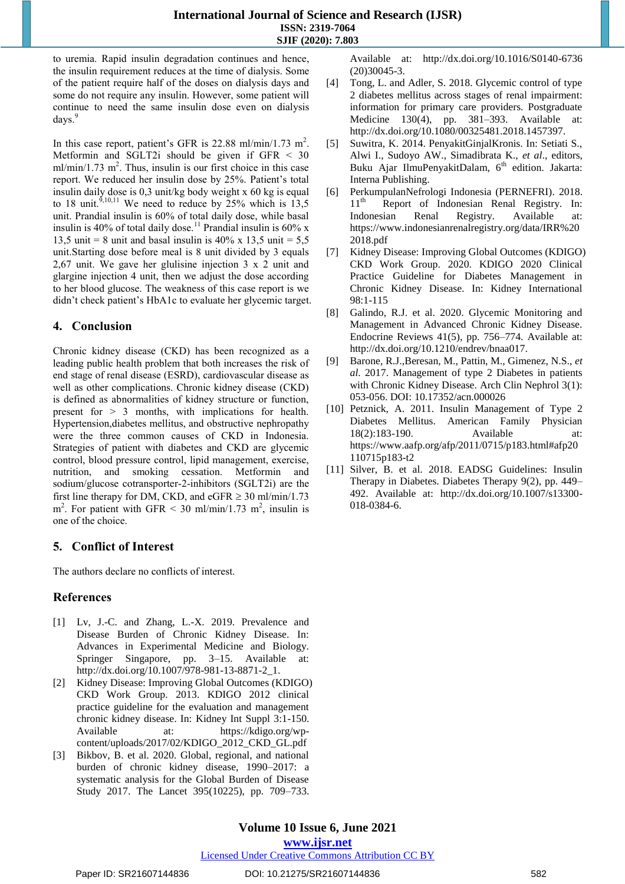to uremia. Rapid insulin degradation continues and hence, the insulin requirement reduces at the time of dialysis. Some of the patient require half of the doses on dialysis days and some do not require any insulin. However, some patient will continue to need the same insulin dose even on dialysis days.[9]

In this case report, patient's GFR is 22.88 ml/min/1.73 $m^2$. Metformin and SGLT2i should be given if GFR < 30 ml/min/1.73 $m^2$. Thus, insulin is our first choice in this case report. We reduced her insulin dose by 25%. Patient's total insulin daily dose is 0,3 unit/kg body weight x 60 kg is equal to 18 unit.[9,10,11] We need to reduce by 25% which is 13,5 unit. Prandial insulin is 60% of total daily dose, while basal insulin is 40% of total daily dose.[11] Prandial insulin is 60% x 13,5 unit = 8 unit and basal insulin is 40% x 13,5 unit = 5,5 unit.Starting dose before meal is 8 unit divided by 3 equals 2,67 unit. We gave her glulisine injection 3 x 2 unit and glargine injection 4 unit, then we adjust the dose according to her blood glucose. The weakness of this case report is we didn't check patient's HbA1c to evaluate her glycemic target.

## 4. Conclusion

Chronic kidney disease (CKD) has been recognized as a leading public health problem that both increases the risk of end stage of renal disease (ESRD), cardiovascular disease as well as other complications. Chronic kidney disease (CKD) is defined as abnormalities of kidney structure or function, present for > 3 months, with implications for health. Hypertension,diabetes mellitus, and obstructive nephropathy were the three common causes of CKD in Indonesia. Strategies of patient with diabetes and CKD are glycemic control, blood pressure control, lipid management, exercise, nutrition, and smoking cessation. Metformin and sodium/glucose cotransporter-2-inhibitors (SGLT2i) are the first line therapy for DM, CKD, and eGFR ≥ 30 ml/min/1.73 $m^2$. For patient with GFR < 30 ml/min/1.73 $m^2$, insulin is one of the choice.

## 5. Conflict of Interest

The authors declare no conflicts of interest.

## References

[1] Lv, J.-C. and Zhang, L.-X. 2019. Prevalence and Disease Burden of Chronic Kidney Disease. In: Advances in Experimental Medicine and Biology. Springer Singapore, pp. 3–15. Available at: http://dx.doi.org/10.1007/978-981-13-8871-2_1.

[2] Kidney Disease: Improving Global Outcomes (KDIGO) CKD Work Group. 2013. KDIGO 2012 clinical practice guideline for the evaluation and management chronic kidney disease. In: Kidney Int Suppl 3:1-150. Available at: https://kdigo.org/wp-content/uploads/2017/02/KDIGO_2012_CKD_GL.pdf

[3] Bikbov, B. et al. 2020. Global, regional, and national burden of chronic kidney disease, 1990–2017: a systematic analysis for the Global Burden of Disease Study 2017. The Lancet 395(10225), pp. 709–733. Available at: http://dx.doi.org/10.1016/S0140-6736(20)30045-3.

[4] Tong, L. and Adler, S. 2018. Glycemic control of type 2 diabetes mellitus across stages of renal impairment: information for primary care providers. Postgraduate Medicine 130(4), pp. 381–393. Available at: http://dx.doi.org/10.1080/00325481.2018.1457397.

[5] Suwitra, K. 2014. PenyakitGinjalKronis. In: Setiati S., Alwi I., Sudoyo AW., Simadibrata K., *et al.*, editors, Buku Ajar IlmuPenyakitDalam, 6th edition. Jakarta: Interna Publishing.

[6] PerkumpulanNefrologi Indonesia (PERNEFRI). 2018. 11th Report of Indonesian Renal Registry. In: Indonesian Renal Registry. Available at: https://www.indonesianrenalregistry.org/data/IRR%202018.pdf

[7] Kidney Disease: Improving Global Outcomes (KDIGO) CKD Work Group. 2020. KDIGO 2020 Clinical Practice Guideline for Diabetes Management in Chronic Kidney Disease. In: Kidney International 98:1-115

[8] Galindo, R.J. et al. 2020. Glycemic Monitoring and Management in Advanced Chronic Kidney Disease. Endocrine Reviews 41(5), pp. 756–774. Available at: http://dx.doi.org/10.1210/endrev/bnaa017.

[9] Barone, R.J.,Beresan, M., Pattin, M., Gimenez, N.S., *et al.* 2017. Management of type 2 Diabetes in patients with Chronic Kidney Disease. Arch Clin Nephrol 3(1): 053-056. DOI: 10.17352/acn.000026

[10] Petznick, A. 2011. Insulin Management of Type 2 Diabetes Mellitus. American Family Physician 18(2):183-190. Available at: https://www.aafp.org/afp/2011/0715/p183.html#afp20110715p183-t2

[11] Silver, B. et al. 2018. EADSG Guidelines: Insulin Therapy in Diabetes. Diabetes Therapy 9(2), pp. 449–492. Available at: http://dx.doi.org/10.1007/s13300-018-0384-6.